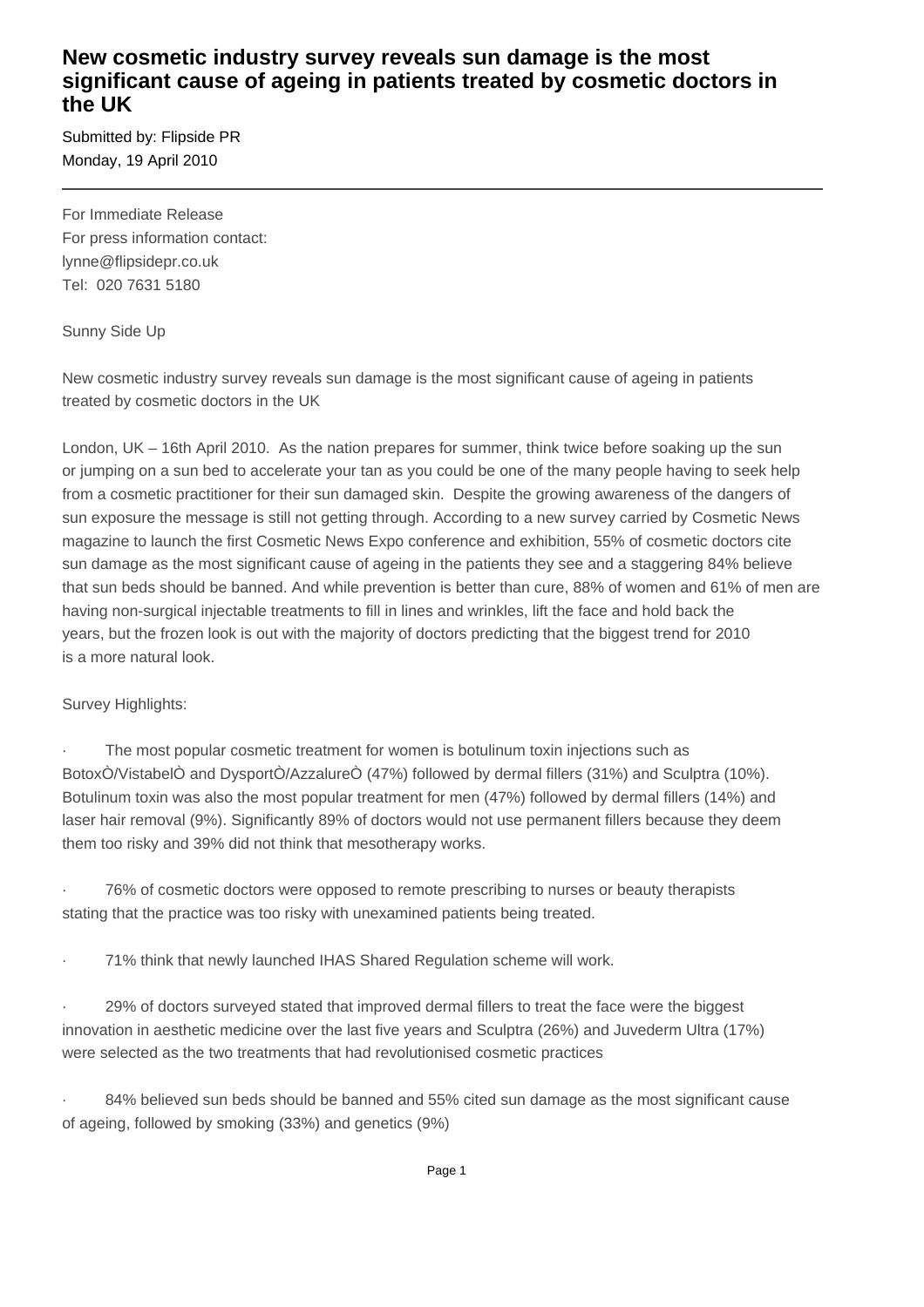# New cosmetic industry survey reveals sun damage is the most significant cause of ageing in patients treated by cosmetic doctors in the UK

Submitted by: Flipside PR
Monday, 19 April 2010

---

For Immediate Release
For press information contact:
lynne@flipsidepr.co.uk
Tel:  020 7631 5180

Sunny Side Up

New cosmetic industry survey reveals sun damage is the most significant cause of ageing in patients treated by cosmetic doctors in the UK

London, UK – 16th April 2010.  As the nation prepares for summer, think twice before soaking up the sun or jumping on a sun bed to accelerate your tan as you could be one of the many people having to seek help from a cosmetic practitioner for their sun damaged skin.  Despite the growing awareness of the dangers of sun exposure the message is still not getting through. According to a new survey carried by Cosmetic News magazine to launch the first Cosmetic News Expo conference and exhibition, 55% of cosmetic doctors cite sun damage as the most significant cause of ageing in the patients they see and a staggering 84% believe that sun beds should be banned. And while prevention is better than cure, 88% of women and 61% of men are having non-surgical injectable treatments to fill in lines and wrinkles, lift the face and hold back the years, but the frozen look is out with the majority of doctors predicting that the biggest trend for 2010 is a more natural look.

Survey Highlights:

- The most popular cosmetic treatment for women is botulinum toxin injections such as BotoxÒ/VistabelÒ and DysportÒ/AzzalureÒ (47%) followed by dermal fillers (31%) and Sculptra (10%). Botulinum toxin was also the most popular treatment for men (47%) followed by dermal fillers (14%) and laser hair removal (9%). Significantly 89% of doctors would not use permanent fillers because they deem them too risky and 39% did not think that mesotherapy works.

- 76% of cosmetic doctors were opposed to remote prescribing to nurses or beauty therapists stating that the practice was too risky with unexamined patients being treated.

- 71% think that newly launched IHAS Shared Regulation scheme will work.

- 29% of doctors surveyed stated that improved dermal fillers to treat the face were the biggest innovation in aesthetic medicine over the last five years and Sculptra (26%) and Juvederm Ultra (17%) were selected as the two treatments that had revolutionised cosmetic practices

- 84% believed sun beds should be banned and 55% cited sun damage as the most significant cause of ageing, followed by smoking (33%) and genetics (9%)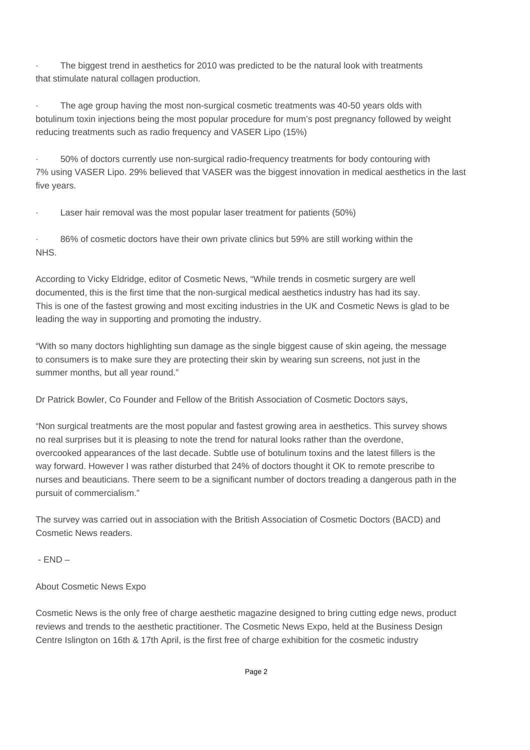- The biggest trend in aesthetics for 2010 was predicted to be the natural look with treatments that stimulate natural collagen production.

- The age group having the most non-surgical cosmetic treatments was 40-50 years olds with botulinum toxin injections being the most popular procedure for mum's post pregnancy followed by weight reducing treatments such as radio frequency and VASER Lipo (15%)

- 50% of doctors currently use non-surgical radio-frequency treatments for body contouring with 7% using VASER Lipo. 29% believed that VASER was the biggest innovation in medical aesthetics in the last five years.

- Laser hair removal was the most popular laser treatment for patients (50%)

- 86% of cosmetic doctors have their own private clinics but 59% are still working within the NHS.

According to Vicky Eldridge, editor of Cosmetic News, "While trends in cosmetic surgery are well documented, this is the first time that the non-surgical medical aesthetics industry has had its say. This is one of the fastest growing and most exciting industries in the UK and Cosmetic News is glad to be leading the way in supporting and promoting the industry.

"With so many doctors highlighting sun damage as the single biggest cause of skin ageing, the message to consumers is to make sure they are protecting their skin by wearing sun screens, not just in the summer months, but all year round."

Dr Patrick Bowler, Co Founder and Fellow of the British Association of Cosmetic Doctors says,

"Non surgical treatments are the most popular and fastest growing area in aesthetics. This survey shows no real surprises but it is pleasing to note the trend for natural looks rather than the overdone, overcooked appearances of the last decade. Subtle use of botulinum toxins and the latest fillers is the way forward. However I was rather disturbed that 24% of doctors thought it OK to remote prescribe to nurses and beauticians. There seem to be a significant number of doctors treading a dangerous path in the pursuit of commercialism."

The survey was carried out in association with the British Association of Cosmetic Doctors (BACD) and Cosmetic News readers.

- END –

About Cosmetic News Expo

Cosmetic News is the only free of charge aesthetic magazine designed to bring cutting edge news, product reviews and trends to the aesthetic practitioner. The Cosmetic News Expo, held at the Business Design Centre Islington on 16th & 17th April, is the first free of charge exhibition for the cosmetic industry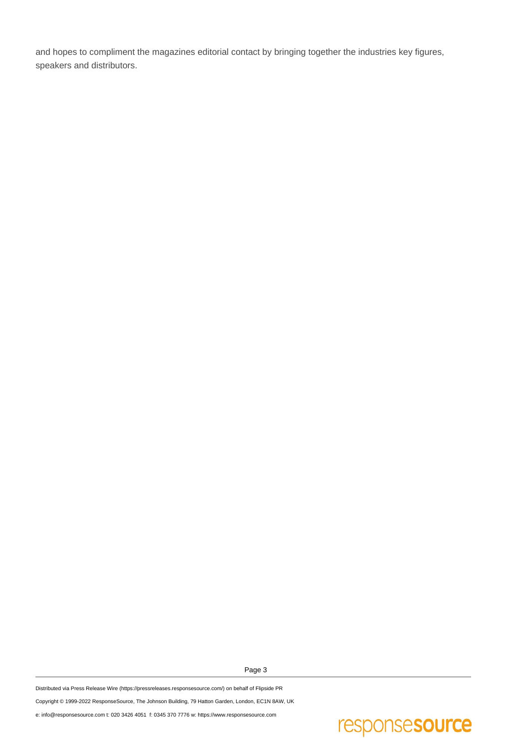and hopes to compliment the magazines editorial contact by bringing together the industries key figures, speakers and distributors.